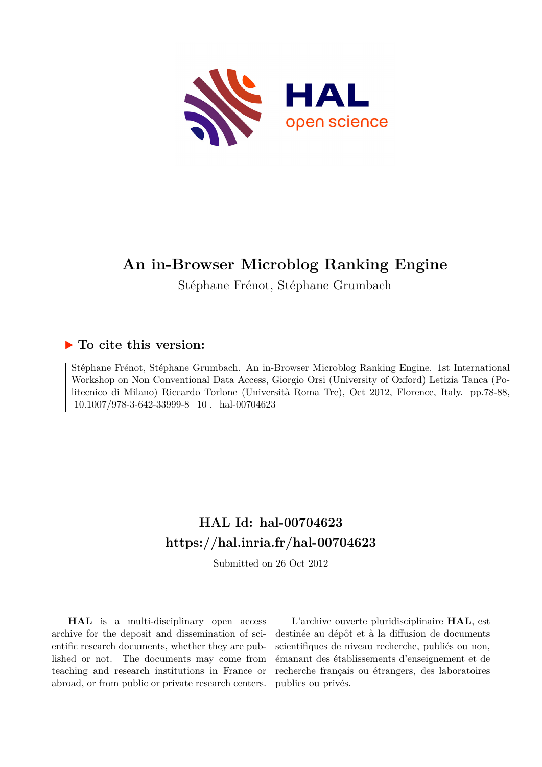# An in-Browser Microblog Ranking Engine

Stéphane Frénot, Stéphane Grumbach

## ▶ To cite this version:

Stéphane Frénot, Stéphane Grumbach. An in-Browser Microblog Ranking Engine. 1st International Workshop on Non Conventional Data Access, Giorgio Orsi (University of Oxford) Letizia Tanca (Politecnico di Milano) Riccardo Torlone (Università Roma Tre), Oct 2012, Florence, Italy. pp.78-88, 10.1007/978-3-642-33999-8_10 . hal-00704623

## HAL Id: hal-00704623
## https://hal.inria.fr/hal-00704623

Submitted on 26 Oct 2012

**HAL** is a multi-disciplinary open access archive for the deposit and dissemination of scientific research documents, whether they are published or not. The documents may come from teaching and research institutions in France or abroad, or from public or private research centers.

L'archive ouverte pluridisciplinaire **HAL**, est destinée au dépôt et à la diffusion de documents scientifiques de niveau recherche, publiés ou non, émanant des établissements d'enseignement et de recherche français ou étrangers, des laboratoires publics ou privés.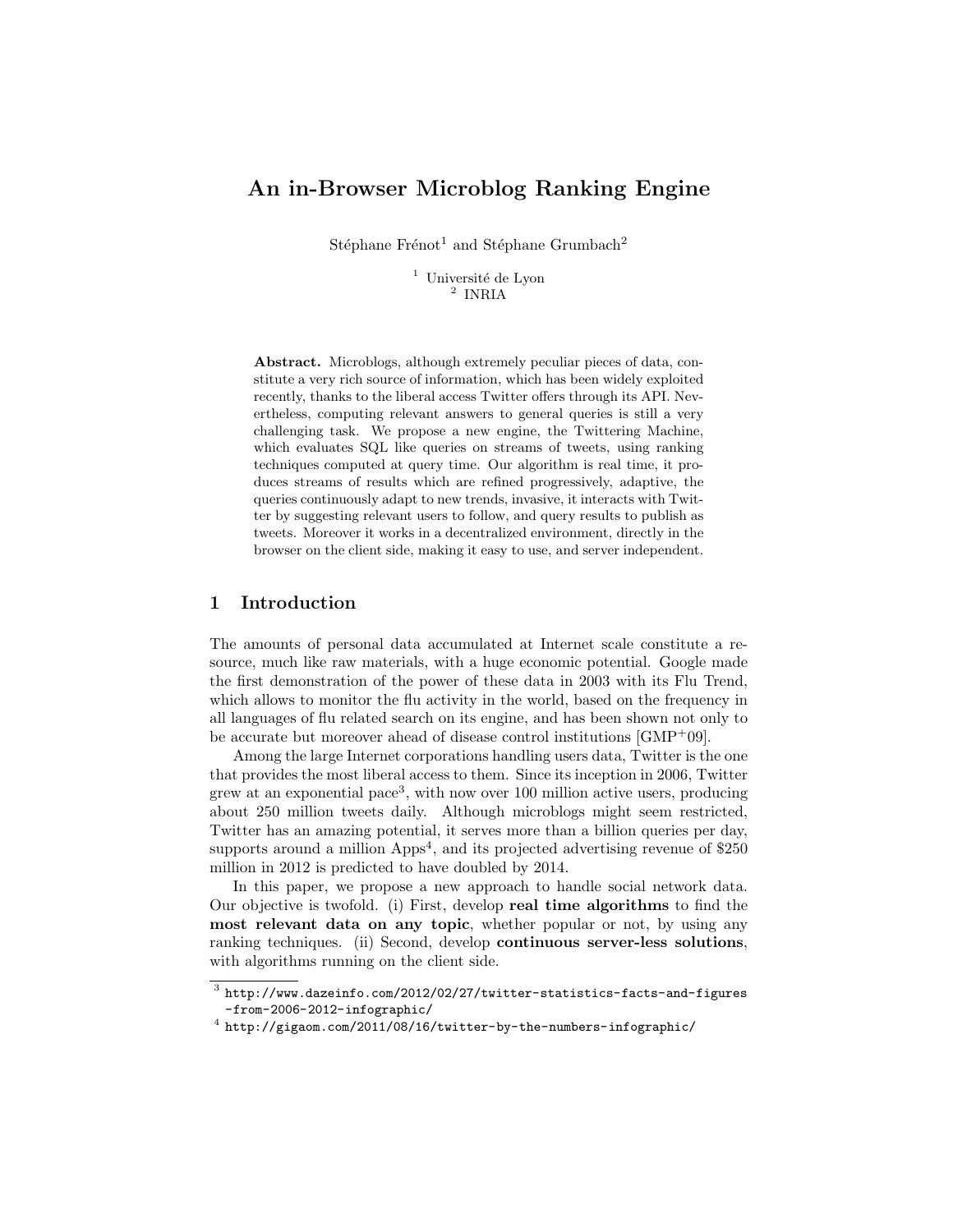# An in-Browser Microblog Ranking Engine

Stéphane Frénot[1] and Stéphane Grumbach[2]

[1] Université de Lyon
[2] INRIA

**Abstract.** Microblogs, although extremely peculiar pieces of data, constitute a very rich source of information, which has been widely exploited recently, thanks to the liberal access Twitter offers through its API. Nevertheless, computing relevant answers to general queries is still a very challenging task. We propose a new engine, the Twittering Machine, which evaluates SQL like queries on streams of tweets, using ranking techniques computed at query time. Our algorithm is real time, it produces streams of results which are refined progressively, adaptive, the queries continuously adapt to new trends, invasive, it interacts with Twitter by suggesting relevant users to follow, and query results to publish as tweets. Moreover it works in a decentralized environment, directly in the browser on the client side, making it easy to use, and server independent.

## 1 Introduction

The amounts of personal data accumulated at Internet scale constitute a resource, much like raw materials, with a huge economic potential. Google made the first demonstration of the power of these data in 2003 with its Flu Trend, which allows to monitor the flu activity in the world, based on the frequency in all languages of flu related search on its engine, and has been shown not only to be accurate but moreover ahead of disease control institutions [GMP+09].

Among the large Internet corporations handling users data, Twitter is the one that provides the most liberal access to them. Since its inception in 2006, Twitter grew at an exponential pace[3], with now over 100 million active users, producing about 250 million tweets daily. Although microblogs might seem restricted, Twitter has an amazing potential, it serves more than a billion queries per day, supports around a million Apps[4], and its projected advertising revenue of $250 million in 2012 is predicted to have doubled by 2014.

In this paper, we propose a new approach to handle social network data. Our objective is twofold. (i) First, develop **real time algorithms** to find the **most relevant data on any topic**, whether popular or not, by using any ranking techniques. (ii) Second, develop **continuous server-less solutions**, with algorithms running on the client side.

[3] http://www.dazeinfo.com/2012/02/27/twitter-statistics-facts-and-figures-from-2006-2012-infographic/

[4] http://gigaom.com/2011/08/16/twitter-by-the-numbers-infographic/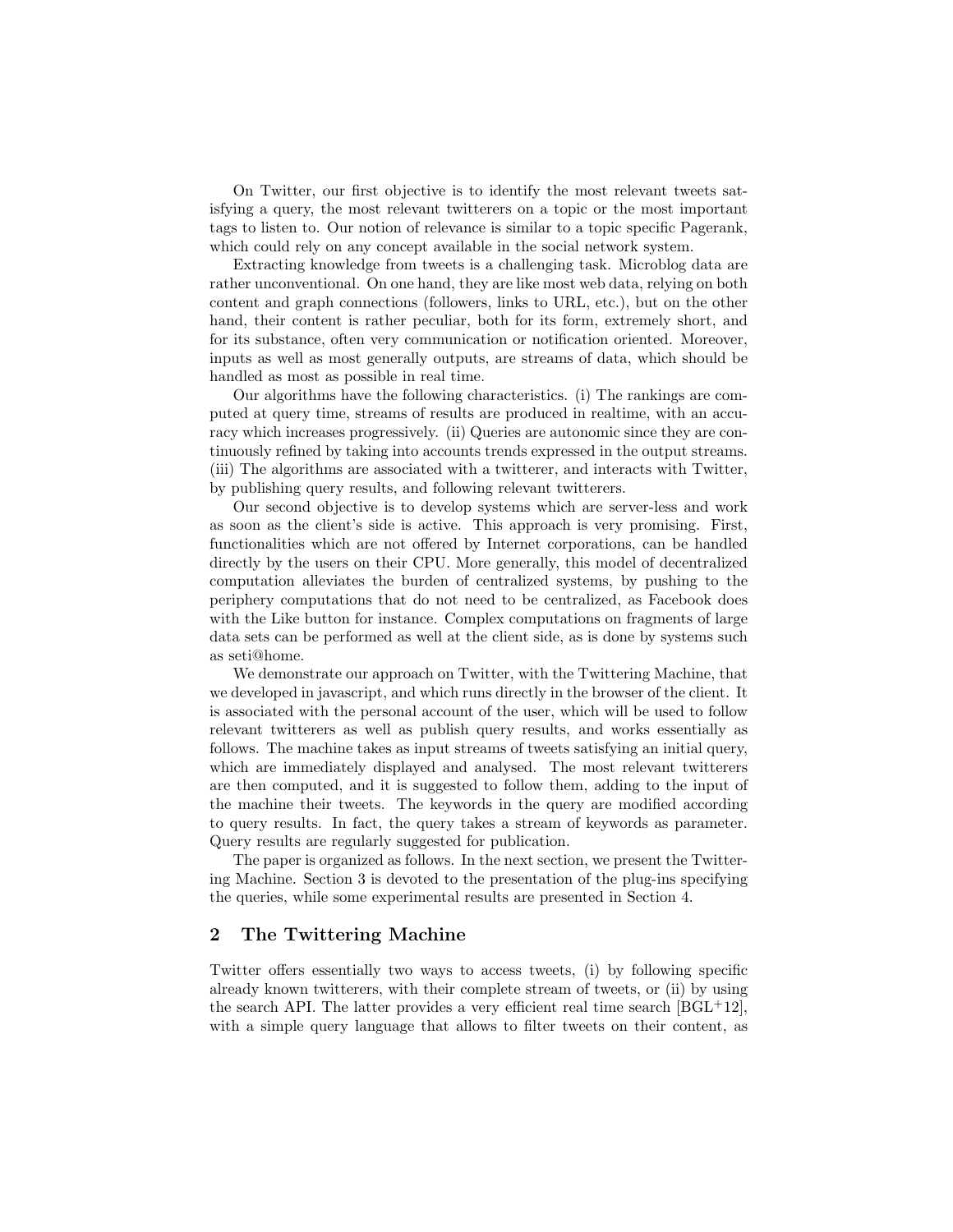On Twitter, our first objective is to identify the most relevant tweets satisfying a query, the most relevant twitterers on a topic or the most important tags to listen to. Our notion of relevance is similar to a topic specific Pagerank, which could rely on any concept available in the social network system.

Extracting knowledge from tweets is a challenging task. Microblog data are rather unconventional. On one hand, they are like most web data, relying on both content and graph connections (followers, links to URL, etc.), but on the other hand, their content is rather peculiar, both for its form, extremely short, and for its substance, often very communication or notification oriented. Moreover, inputs as well as most generally outputs, are streams of data, which should be handled as most as possible in real time.

Our algorithms have the following characteristics. (i) The rankings are computed at query time, streams of results are produced in realtime, with an accuracy which increases progressively. (ii) Queries are autonomic since they are continuously refined by taking into accounts trends expressed in the output streams. (iii) The algorithms are associated with a twitterer, and interacts with Twitter, by publishing query results, and following relevant twitterers.

Our second objective is to develop systems which are server-less and work as soon as the client's side is active. This approach is very promising. First, functionalities which are not offered by Internet corporations, can be handled directly by the users on their CPU. More generally, this model of decentralized computation alleviates the burden of centralized systems, by pushing to the periphery computations that do not need to be centralized, as Facebook does with the Like button for instance. Complex computations on fragments of large data sets can be performed as well at the client side, as is done by systems such as seti@home.

We demonstrate our approach on Twitter, with the Twittering Machine, that we developed in javascript, and which runs directly in the browser of the client. It is associated with the personal account of the user, which will be used to follow relevant twitterers as well as publish query results, and works essentially as follows. The machine takes as input streams of tweets satisfying an initial query, which are immediately displayed and analysed. The most relevant twitterers are then computed, and it is suggested to follow them, adding to the input of the machine their tweets. The keywords in the query are modified according to query results. In fact, the query takes a stream of keywords as parameter. Query results are regularly suggested for publication.

The paper is organized as follows. In the next section, we present the Twittering Machine. Section 3 is devoted to the presentation of the plug-ins specifying the queries, while some experimental results are presented in Section 4.

## 2 The Twittering Machine

Twitter offers essentially two ways to access tweets, (i) by following specific already known twitterers, with their complete stream of tweets, or (ii) by using the search API. The latter provides a very efficient real time search [BGL+12], with a simple query language that allows to filter tweets on their content, as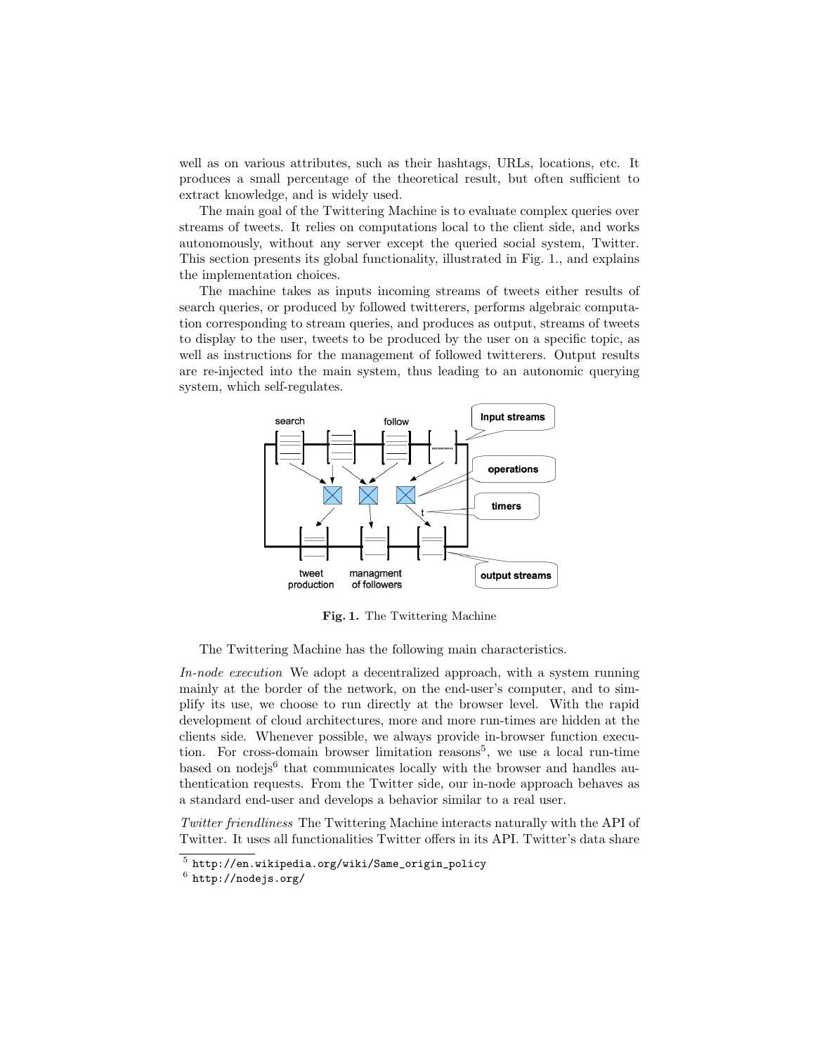well as on various attributes, such as their hashtags, URLs, locations, etc. It produces a small percentage of the theoretical result, but often sufficient to extract knowledge, and is widely used.

The main goal of the Twittering Machine is to evaluate complex queries over streams of tweets. It relies on computations local to the client side, and works autonomously, without any server except the queried social system, Twitter. This section presents its global functionality, illustrated in Fig. 1., and explains the implementation choices.

The machine takes as inputs incoming streams of tweets either results of search queries, or produced by followed twitterers, performs algebraic computation corresponding to stream queries, and produces as output, streams of tweets to display to the user, tweets to be produced by the user on a specific topic, as well as instructions for the management of followed twitterers. Output results are re-injected into the main system, thus leading to an autonomic querying system, which self-regulates.

search
follow
Input streams
operations
timers
t
tweet production
managment of followers
output streams

**Fig. 1.** The Twittering Machine

The Twittering Machine has the following main characteristics.

*In-node execution* We adopt a decentralized approach, with a system running mainly at the border of the network, on the end-user's computer, and to simplify its use, we choose to run directly at the browser level. With the rapid development of cloud architectures, more and more run-times are hidden at the clients side. Whenever possible, we always provide in-browser function execution. For cross-domain browser limitation reasons[5], we use a local run-time based on nodejs[6] that communicates locally with the browser and handles authentication requests. From the Twitter side, our in-node approach behaves as a standard end-user and develops a behavior similar to a real user.

*Twitter friendliness* The Twittering Machine interacts naturally with the API of Twitter. It uses all functionalities Twitter offers in its API. Twitter's data share

[5] http://en.wikipedia.org/wiki/Same_origin_policy

[6] http://nodejs.org/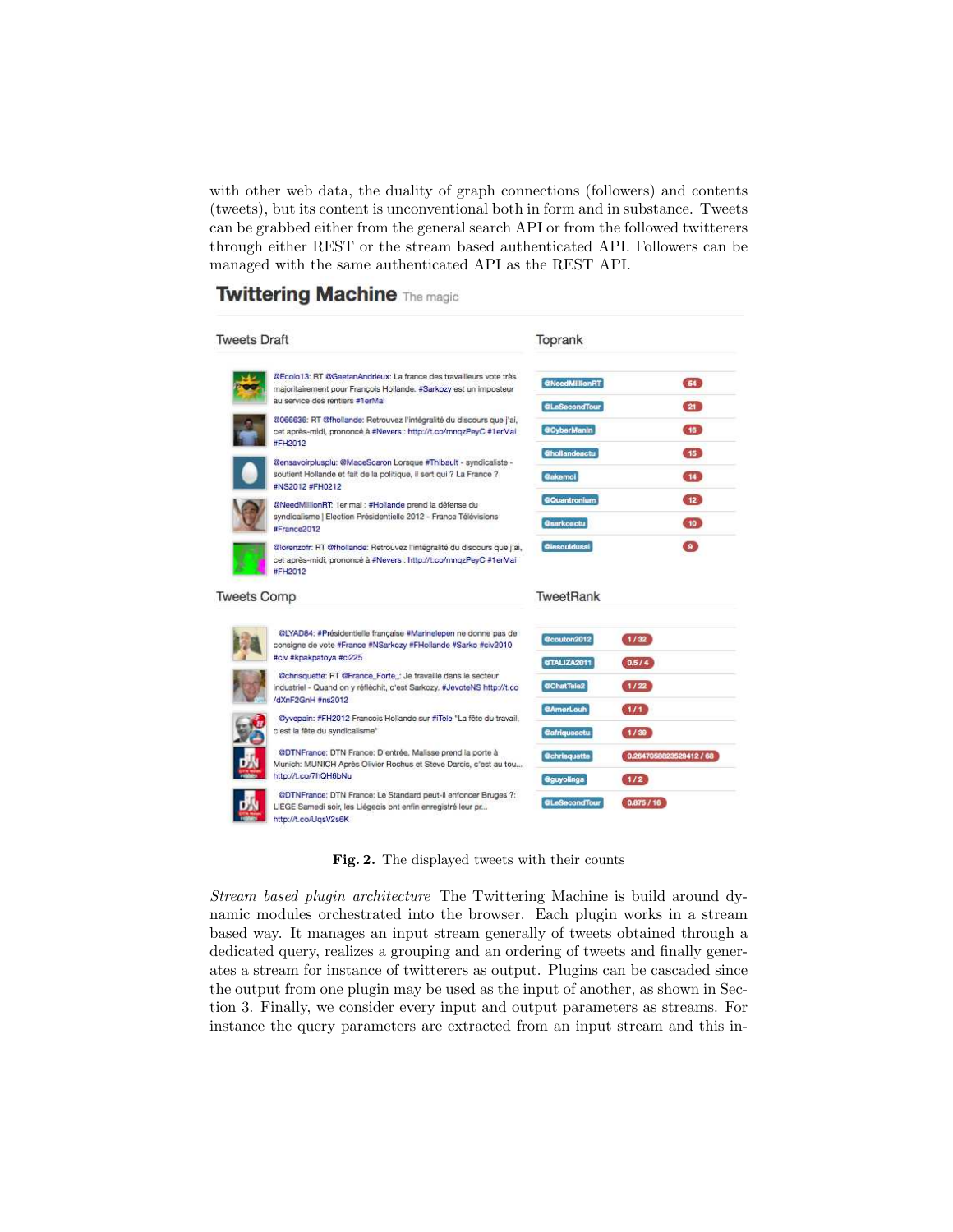with other web data, the duality of graph connections (followers) and contents (tweets), but its content is unconventional both in form and in substance. Tweets can be grabbed either from the general search API or from the followed twitterers through either REST or the stream based authenticated API. Followers can be managed with the same authenticated API as the REST API.

**Fig. 2.** The displayed tweets with their counts

*Stream based plugin architecture* The Twittering Machine is build around dynamic modules orchestrated into the browser. Each plugin works in a stream based way. It manages an input stream generally of tweets obtained through a dedicated query, realizes a grouping and an ordering of tweets and finally generates a stream for instance of twitterers as output. Plugins can be cascaded since the output from one plugin may be used as the input of another, as shown in Section 3. Finally, we consider every input and output parameters as streams. For instance the query parameters are extracted from an input stream and this in-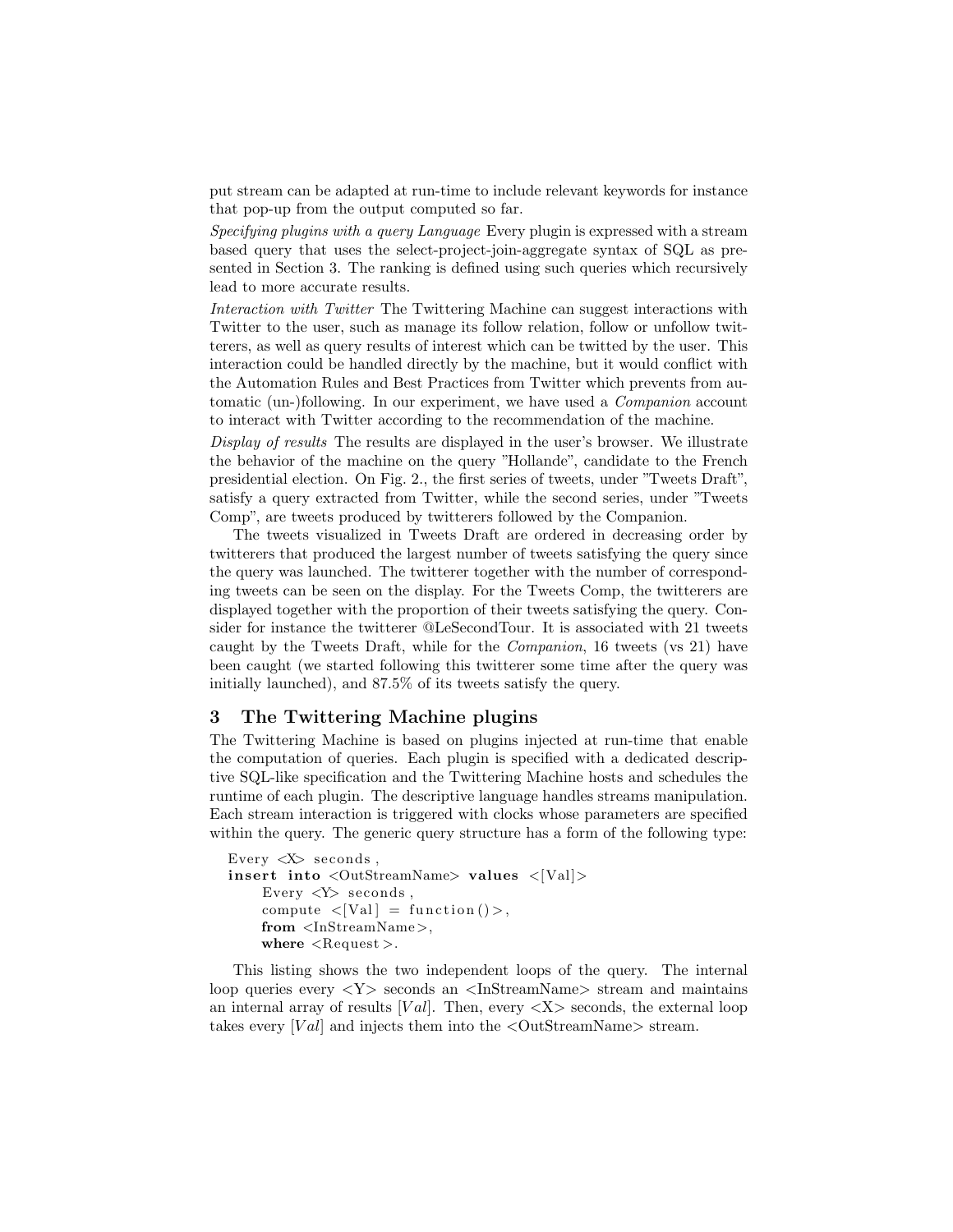put stream can be adapted at run-time to include relevant keywords for instance that pop-up from the output computed so far.

*Specifying plugins with a query Language* Every plugin is expressed with a stream based query that uses the select-project-join-aggregate syntax of SQL as presented in Section 3. The ranking is defined using such queries which recursively lead to more accurate results.

*Interaction with Twitter* The Twittering Machine can suggest interactions with Twitter to the user, such as manage its follow relation, follow or unfollow twitterers, as well as query results of interest which can be twitted by the user. This interaction could be handled directly by the machine, but it would conflict with the Automation Rules and Best Practices from Twitter which prevents from automatic (un-)following. In our experiment, we have used a *Companion* account to interact with Twitter according to the recommendation of the machine.

*Display of results* The results are displayed in the user's browser. We illustrate the behavior of the machine on the query "Hollande", candidate to the French presidential election. On Fig. 2., the first series of tweets, under "Tweets Draft", satisfy a query extracted from Twitter, while the second series, under "Tweets Comp", are tweets produced by twitterers followed by the Companion.

The tweets visualized in Tweets Draft are ordered in decreasing order by twitterers that produced the largest number of tweets satisfying the query since the query was launched. The twitterer together with the number of corresponding tweets can be seen on the display. For the Tweets Comp, the twitterers are displayed together with the proportion of their tweets satisfying the query. Consider for instance the twitterer @LeSecondTour. It is associated with 21 tweets caught by the Tweets Draft, while for the *Companion*, 16 tweets (vs 21) have been caught (we started following this twitterer some time after the query was initially launched), and 87.5% of its tweets satisfy the query.

## 3 The Twittering Machine plugins

The Twittering Machine is based on plugins injected at run-time that enable the computation of queries. Each plugin is specified with a dedicated descriptive SQL-like specification and the Twittering Machine hosts and schedules the runtime of each plugin. The descriptive language handles streams manipulation. Each stream interaction is triggered with clocks whose parameters are specified within the query. The generic query structure has a form of the following type:

```
Every <X> seconds,
insert into <OutStreamName> values <[Val]>
    Every <Y> seconds,
    compute <[Val] = function()>,
    from <InStreamName>,
    where <Request>.
```

This listing shows the two independent loops of the query. The internal loop queries every <Y> seconds an <InStreamName> stream and maintains an internal array of results $[Val]$. Then, every <X> seconds, the external loop takes every $[Val]$ and injects them into the <OutStreamName> stream.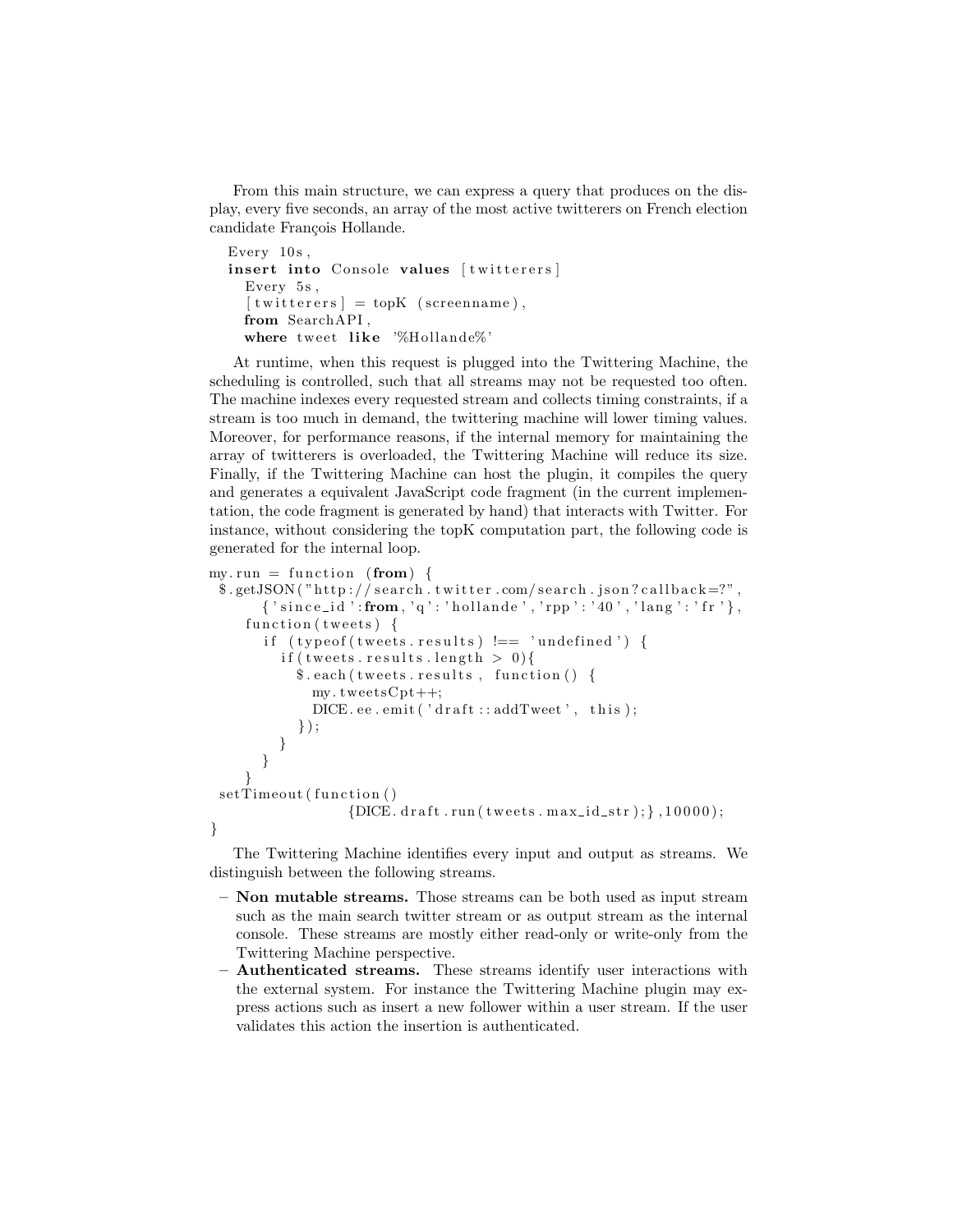From this main structure, we can express a query that produces on the display, every five seconds, an array of the most active twitterers on French election candidate François Hollande.

```
Every 10s,
insert into Console values [twitterers]
  Every 5s,
  [twitterers] = topK (screenname),
  from SearchAPI,
  where tweet like '%Hollande%'
```

At runtime, when this request is plugged into the Twittering Machine, the scheduling is controlled, such that all streams may not be requested too often. The machine indexes every requested stream and collects timing constraints, if a stream is too much in demand, the twittering machine will lower timing values. Moreover, for performance reasons, if the internal memory for maintaining the array of twitterers is overloaded, the Twittering Machine will reduce its size. Finally, if the Twittering Machine can host the plugin, it compiles the query and generates a equivalent JavaScript code fragment (in the current implementation, the code fragment is generated by hand) that interacts with Twitter. For instance, without considering the topK computation part, the following code is generated for the internal loop.

```
my.run = function (from) {
 $.getJSON("http://search.twitter.com/search.json?callback=?",
      {'since_id':from,'q':'hollande','rpp':'40','lang':'fr'},
    function(tweets) {
       if (typeof(tweets.results) !== 'undefined') {
         if(tweets.results.length > 0){
           $.each(tweets.results, function() {
             my.tweetsCpt++;
             DICE.ee.emit('draft::addTweet', this);
           });
         }
       }
    }
 setTimeout(function()
                  {DICE.draft.run(tweets.max_id_str);},10000);
}
```

The Twittering Machine identifies every input and output as streams. We distinguish between the following streams.

- **Non mutable streams.** Those streams can be both used as input stream such as the main search twitter stream or as output stream as the internal console. These streams are mostly either read-only or write-only from the Twittering Machine perspective.
- **Authenticated streams.** These streams identify user interactions with the external system. For instance the Twittering Machine plugin may express actions such as insert a new follower within a user stream. If the user validates this action the insertion is authenticated.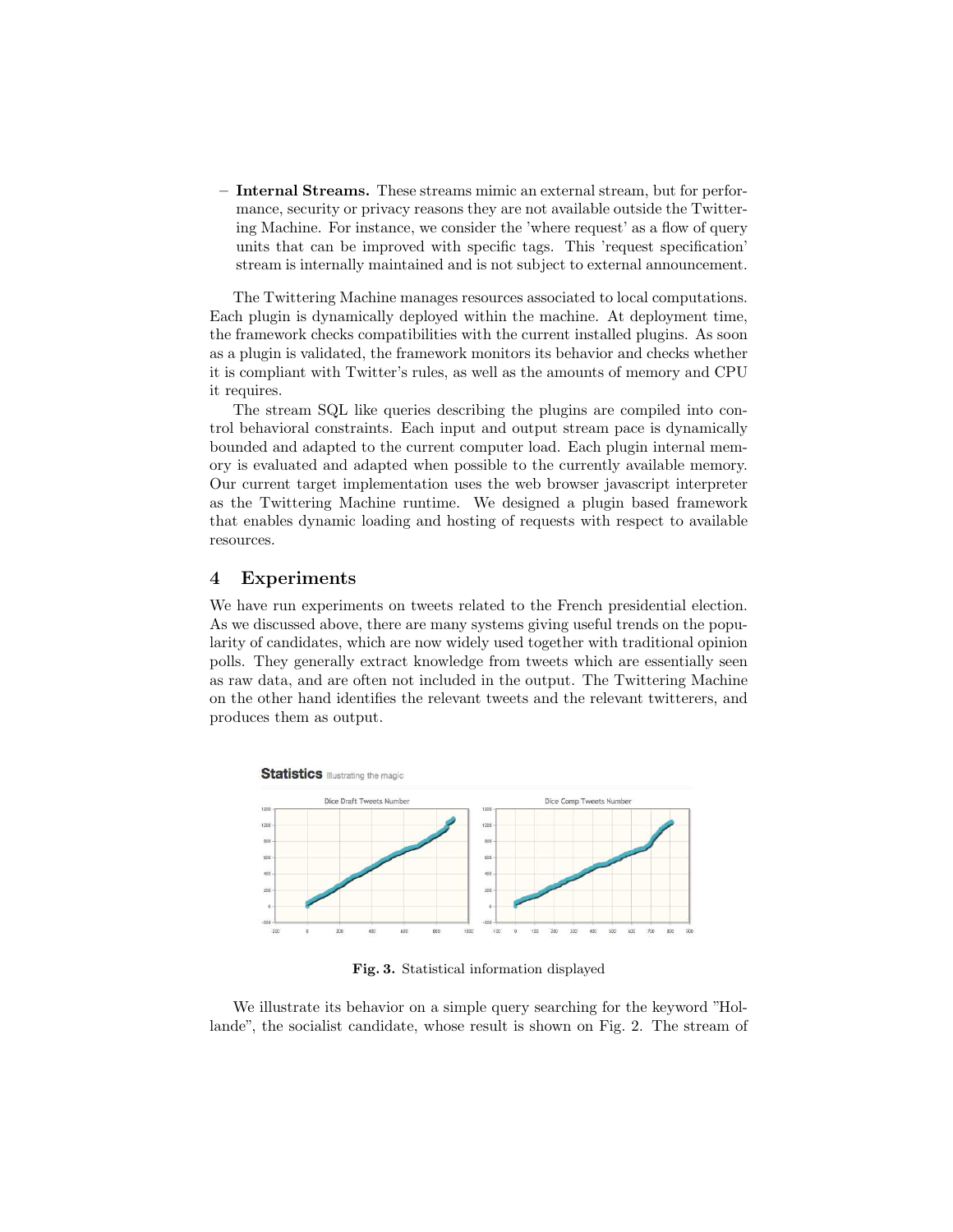- **Internal Streams.** These streams mimic an external stream, but for performance, security or privacy reasons they are not available outside the Twittering Machine. For instance, we consider the 'where request' as a flow of query units that can be improved with specific tags. This 'request specification' stream is internally maintained and is not subject to external announcement.

The Twittering Machine manages resources associated to local computations. Each plugin is dynamically deployed within the machine. At deployment time, the framework checks compatibilities with the current installed plugins. As soon as a plugin is validated, the framework monitors its behavior and checks whether it is compliant with Twitter's rules, as well as the amounts of memory and CPU it requires.

The stream SQL like queries describing the plugins are compiled into control behavioral constraints. Each input and output stream pace is dynamically bounded and adapted to the current computer load. Each plugin internal memory is evaluated and adapted when possible to the currently available memory. Our current target implementation uses the web browser javascript interpreter as the Twittering Machine runtime. We designed a plugin based framework that enables dynamic loading and hosting of requests with respect to available resources.

## 4 Experiments

We have run experiments on tweets related to the French presidential election. As we discussed above, there are many systems giving useful trends on the popularity of candidates, which are now widely used together with traditional opinion polls. They generally extract knowledge from tweets which are essentially seen as raw data, and are often not included in the output. The Twittering Machine on the other hand identifies the relevant tweets and the relevant twitterers, and produces them as output.

**Fig. 3.** Statistical information displayed

We illustrate its behavior on a simple query searching for the keyword "Hollande", the socialist candidate, whose result is shown on Fig. 2. The stream of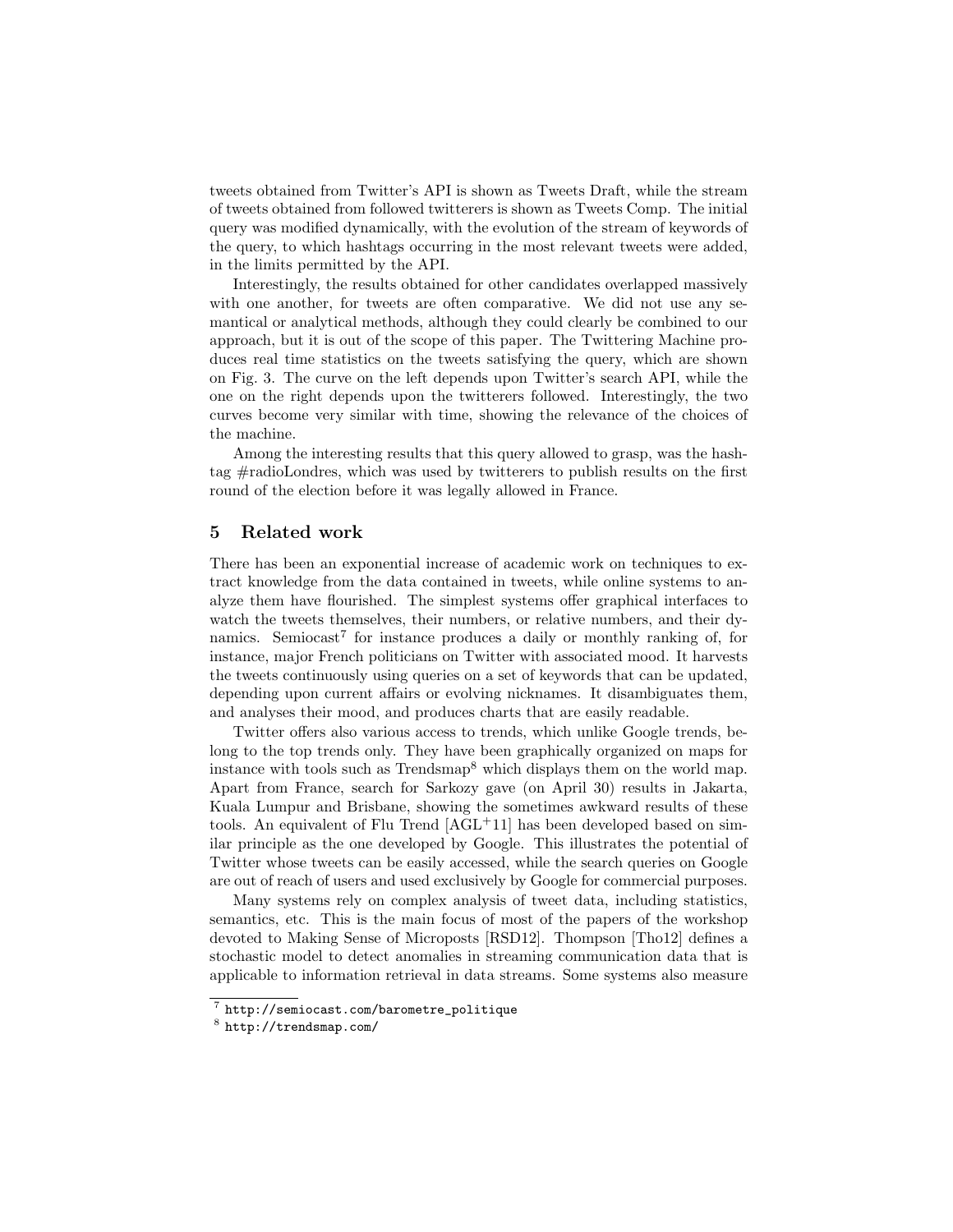tweets obtained from Twitter's API is shown as Tweets Draft, while the stream of tweets obtained from followed twitterers is shown as Tweets Comp. The initial query was modified dynamically, with the evolution of the stream of keywords of the query, to which hashtags occurring in the most relevant tweets were added, in the limits permitted by the API.

Interestingly, the results obtained for other candidates overlapped massively with one another, for tweets are often comparative. We did not use any semantical or analytical methods, although they could clearly be combined to our approach, but it is out of the scope of this paper. The Twittering Machine produces real time statistics on the tweets satisfying the query, which are shown on Fig. 3. The curve on the left depends upon Twitter's search API, while the one on the right depends upon the twitterers followed. Interestingly, the two curves become very similar with time, showing the relevance of the choices of the machine.

Among the interesting results that this query allowed to grasp, was the hashtag #radioLondres, which was used by twitterers to publish results on the first round of the election before it was legally allowed in France.

## 5 Related work

There has been an exponential increase of academic work on techniques to extract knowledge from the data contained in tweets, while online systems to analyze them have flourished. The simplest systems offer graphical interfaces to watch the tweets themselves, their numbers, or relative numbers, and their dynamics. Semiocast[7] for instance produces a daily or monthly ranking of, for instance, major French politicians on Twitter with associated mood. It harvests the tweets continuously using queries on a set of keywords that can be updated, depending upon current affairs or evolving nicknames. It disambiguates them, and analyses their mood, and produces charts that are easily readable.

Twitter offers also various access to trends, which unlike Google trends, belong to the top trends only. They have been graphically organized on maps for instance with tools such as Trendsmap[8] which displays them on the world map. Apart from France, search for Sarkozy gave (on April 30) results in Jakarta, Kuala Lumpur and Brisbane, showing the sometimes awkward results of these tools. An equivalent of Flu Trend [AGL$^+$11] has been developed based on similar principle as the one developed by Google. This illustrates the potential of Twitter whose tweets can be easily accessed, while the search queries on Google are out of reach of users and used exclusively by Google for commercial purposes.

Many systems rely on complex analysis of tweet data, including statistics, semantics, etc. This is the main focus of most of the papers of the workshop devoted to Making Sense of Microposts [RSD12]. Thompson [Tho12] defines a stochastic model to detect anomalies in streaming communication data that is applicable to information retrieval in data streams. Some systems also measure

[7] http://semiocast.com/barometre_politique

[8] http://trendsmap.com/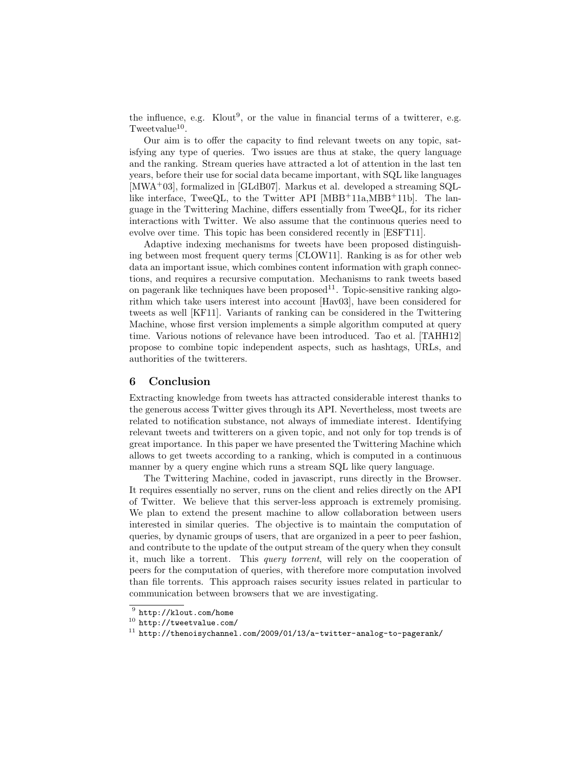the influence, e.g. Klout[9], or the value in financial terms of a twitterer, e.g. Tweetvalue[10].

Our aim is to offer the capacity to find relevant tweets on any topic, satisfying any type of queries. Two issues are thus at stake, the query language and the ranking. Stream queries have attracted a lot of attention in the last ten years, before their use for social data became important, with SQL like languages [MWA+03], formalized in [GLdB07]. Markus et al. developed a streaming SQL-like interface, TweeQL, to the Twitter API [MBB+11a,MBB+11b]. The language in the Twittering Machine, differs essentially from TweeQL, for its richer interactions with Twitter. We also assume that the continuous queries need to evolve over time. This topic has been considered recently in [ESFT11].

Adaptive indexing mechanisms for tweets have been proposed distinguishing between most frequent query terms [CLOW11]. Ranking is as for other web data an important issue, which combines content information with graph connections, and requires a recursive computation. Mechanisms to rank tweets based on pagerank like techniques have been proposed[11]. Topic-sensitive ranking algorithm which take users interest into account [Hav03], have been considered for tweets as well [KF11]. Variants of ranking can be considered in the Twittering Machine, whose first version implements a simple algorithm computed at query time. Various notions of relevance have been introduced. Tao et al. [TAHH12] propose to combine topic independent aspects, such as hashtags, URLs, and authorities of the twitterers.

## 6 Conclusion

Extracting knowledge from tweets has attracted considerable interest thanks to the generous access Twitter gives through its API. Nevertheless, most tweets are related to notification substance, not always of immediate interest. Identifying relevant tweets and twitterers on a given topic, and not only for top trends is of great importance. In this paper we have presented the Twittering Machine which allows to get tweets according to a ranking, which is computed in a continuous manner by a query engine which runs a stream SQL like query language.

The Twittering Machine, coded in javascript, runs directly in the Browser. It requires essentially no server, runs on the client and relies directly on the API of Twitter. We believe that this server-less approach is extremely promising. We plan to extend the present machine to allow collaboration between users interested in similar queries. The objective is to maintain the computation of queries, by dynamic groups of users, that are organized in a peer to peer fashion, and contribute to the update of the output stream of the query when they consult it, much like a torrent. This *query torrent*, will rely on the cooperation of peers for the computation of queries, with therefore more computation involved than file torrents. This approach raises security issues related in particular to communication between browsers that we are investigating.

[9] http://klout.com/home

[10] http://tweetvalue.com/

[11] http://thenoisychannel.com/2009/01/13/a-twitter-analog-to-pagerank/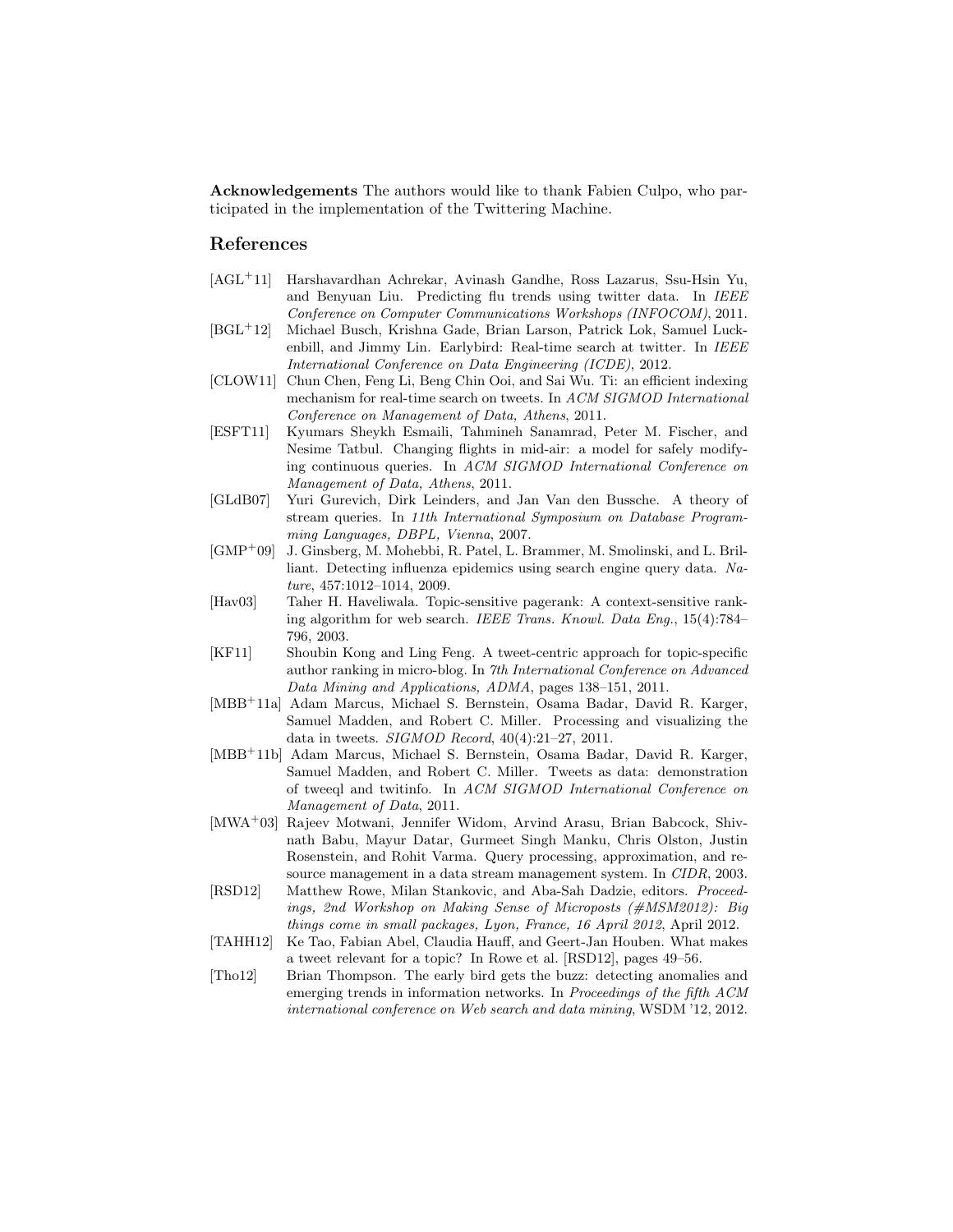**Acknowledgements** The authors would like to thank Fabien Culpo, who participated in the implementation of the Twittering Machine.

## References

[AGL+11] Harshavardhan Achrekar, Avinash Gandhe, Ross Lazarus, Ssu-Hsin Yu, and Benyuan Liu. Predicting flu trends using twitter data. In *IEEE Conference on Computer Communications Workshops (INFOCOM)*, 2011.

[BGL+12] Michael Busch, Krishna Gade, Brian Larson, Patrick Lok, Samuel Luckenbill, and Jimmy Lin. Earlybird: Real-time search at twitter. In *IEEE International Conference on Data Engineering (ICDE)*, 2012.

[CLOW11] Chun Chen, Feng Li, Beng Chin Ooi, and Sai Wu. Ti: an efficient indexing mechanism for real-time search on tweets. In *ACM SIGMOD International Conference on Management of Data, Athens*, 2011.

[ESFT11] Kyumars Sheykh Esmaili, Tahmineh Sanamrad, Peter M. Fischer, and Nesime Tatbul. Changing flights in mid-air: a model for safely modifying continuous queries. In *ACM SIGMOD International Conference on Management of Data, Athens*, 2011.

[GLdB07] Yuri Gurevich, Dirk Leinders, and Jan Van den Bussche. A theory of stream queries. In *11th International Symposium on Database Programming Languages, DBPL, Vienna*, 2007.

[GMP+09] J. Ginsberg, M. Mohebbi, R. Patel, L. Brammer, M. Smolinski, and L. Brilliant. Detecting influenza epidemics using search engine query data. *Nature*, 457:1012–1014, 2009.

[Hav03] Taher H. Haveliwala. Topic-sensitive pagerank: A context-sensitive ranking algorithm for web search. *IEEE Trans. Knowl. Data Eng.*, 15(4):784–796, 2003.

[KF11] Shoubin Kong and Ling Feng. A tweet-centric approach for topic-specific author ranking in micro-blog. In *7th International Conference on Advanced Data Mining and Applications, ADMA*, pages 138–151, 2011.

[MBB+11a] Adam Marcus, Michael S. Bernstein, Osama Badar, David R. Karger, Samuel Madden, and Robert C. Miller. Processing and visualizing the data in tweets. *SIGMOD Record*, 40(4):21–27, 2011.

[MBB+11b] Adam Marcus, Michael S. Bernstein, Osama Badar, David R. Karger, Samuel Madden, and Robert C. Miller. Tweets as data: demonstration of tweeql and twitinfo. In *ACM SIGMOD International Conference on Management of Data*, 2011.

[MWA+03] Rajeev Motwani, Jennifer Widom, Arvind Arasu, Brian Babcock, Shivnath Babu, Mayur Datar, Gurmeet Singh Manku, Chris Olston, Justin Rosenstein, and Rohit Varma. Query processing, approximation, and resource management in a data stream management system. In *CIDR*, 2003.

[RSD12] Matthew Rowe, Milan Stankovic, and Aba-Sah Dadzie, editors. *Proceedings, 2nd Workshop on Making Sense of Microposts (#MSM2012): Big things come in small packages, Lyon, France, 16 April 2012*, April 2012.

[TAHH12] Ke Tao, Fabian Abel, Claudia Hauff, and Geert-Jan Houben. What makes a tweet relevant for a topic? In Rowe et al. [RSD12], pages 49–56.

[Tho12] Brian Thompson. The early bird gets the buzz: detecting anomalies and emerging trends in information networks. In *Proceedings of the fifth ACM international conference on Web search and data mining*, WSDM '12, 2012.